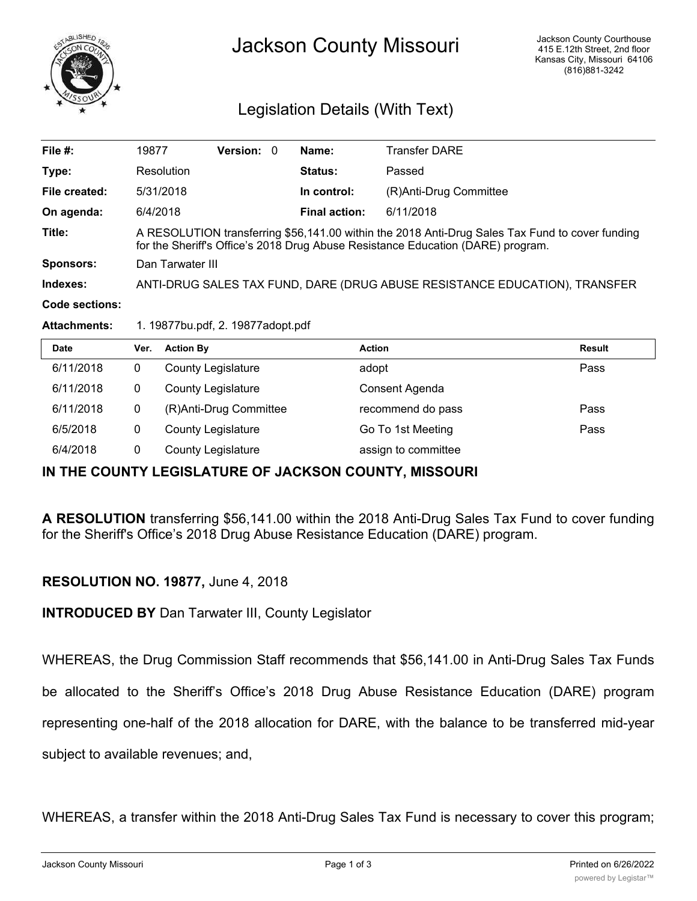# Jackson County Missouri

Jackson County Courthouse
415 E.12th Street, 2nd floor
Kansas City, Missouri 64106
(816)881-3242

## Legislation Details (With Text)

| | | | | | |
|---|---|---|---|---|---|
| **File #:** | 19877 | **Version:** 0 | | **Name:** | Transfer DARE |
| **Type:** | Resolution | | | **Status:** | Passed |
| **File created:** | 5/31/2018 | | | **In control:** | (R)Anti-Drug Committee |
| **On agenda:** | 6/4/2018 | | | **Final action:** | 6/11/2018 |

**Title:** A RESOLUTION transferring $56,141.00 within the 2018 Anti-Drug Sales Tax Fund to cover funding for the Sheriff's Office's 2018 Drug Abuse Resistance Education (DARE) program.

**Sponsors:** Dan Tarwater III

**Indexes:** ANTI-DRUG SALES TAX FUND, DARE (DRUG ABUSE RESISTANCE EDUCATION), TRANSFER

**Code sections:**

**Attachments:** 1. 19877bu.pdf, 2. 19877adopt.pdf

| Date | Ver. | Action By | Action | Result |
|---|---|---|---|---|
| 6/11/2018 | 0 | County Legislature | adopt | Pass |
| 6/11/2018 | 0 | County Legislature | Consent Agenda | |
| 6/11/2018 | 0 | (R)Anti-Drug Committee | recommend do pass | Pass |
| 6/5/2018 | 0 | County Legislature | Go To 1st Meeting | Pass |
| 6/4/2018 | 0 | County Legislature | assign to committee | |

### IN THE COUNTY LEGISLATURE OF JACKSON COUNTY, MISSOURI

**A RESOLUTION** transferring $56,141.00 within the 2018 Anti-Drug Sales Tax Fund to cover funding for the Sheriff's Office's 2018 Drug Abuse Resistance Education (DARE) program.

**RESOLUTION NO. 19877,** June 4, 2018

**INTRODUCED BY** Dan Tarwater III, County Legislator

WHEREAS, the Drug Commission Staff recommends that $56,141.00 in Anti-Drug Sales Tax Funds be allocated to the Sheriff's Office's 2018 Drug Abuse Resistance Education (DARE) program representing one-half of the 2018 allocation for DARE, with the balance to be transferred mid-year subject to available revenues; and,

WHEREAS, a transfer within the 2018 Anti-Drug Sales Tax Fund is necessary to cover this program;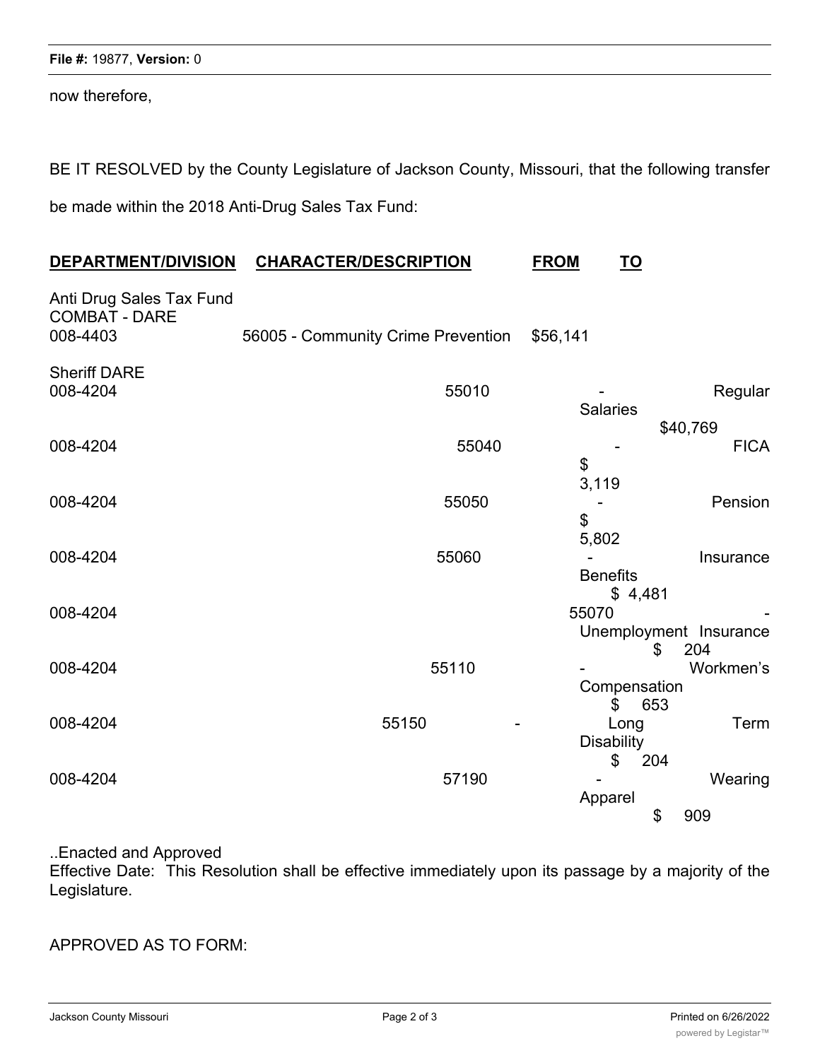now therefore,

BE IT RESOLVED by the County Legislature of Jackson County, Missouri, that the following transfer be made within the 2018 Anti-Drug Sales Tax Fund:

| DEPARTMENT/DIVISION | CHARACTER/DESCRIPTION | FROM | TO |
|---|---|---|---|
| Anti Drug Sales Tax Fund<br>COMBAT - DARE<br>008-4403 | 56005 - Community Crime Prevention | $56,141 | |
| Sheriff DARE<br>008-4204 | 55010 - Regular Salaries | | $40,769 |
| 008-4204 | 55040 - FICA | | $ 3,119 |
| 008-4204 | 55050 - Pension | | $ 5,802 |
| 008-4204 | 55060 - Insurance Benefits | | $ 4,481 |
| 008-4204 | 55070 - Unemployment Insurance | | $ 204 |
| 008-4204 | 55110 - Workmen's Compensation | | $ 653 |
| 008-4204 | 55150 - Long Term Disability | | $ 204 |
| 008-4204 | 57190 - Wearing Apparel | | $ 909 |

..Enacted and Approved
Effective Date: This Resolution shall be effective immediately upon its passage by a majority of the Legislature.

APPROVED AS TO FORM: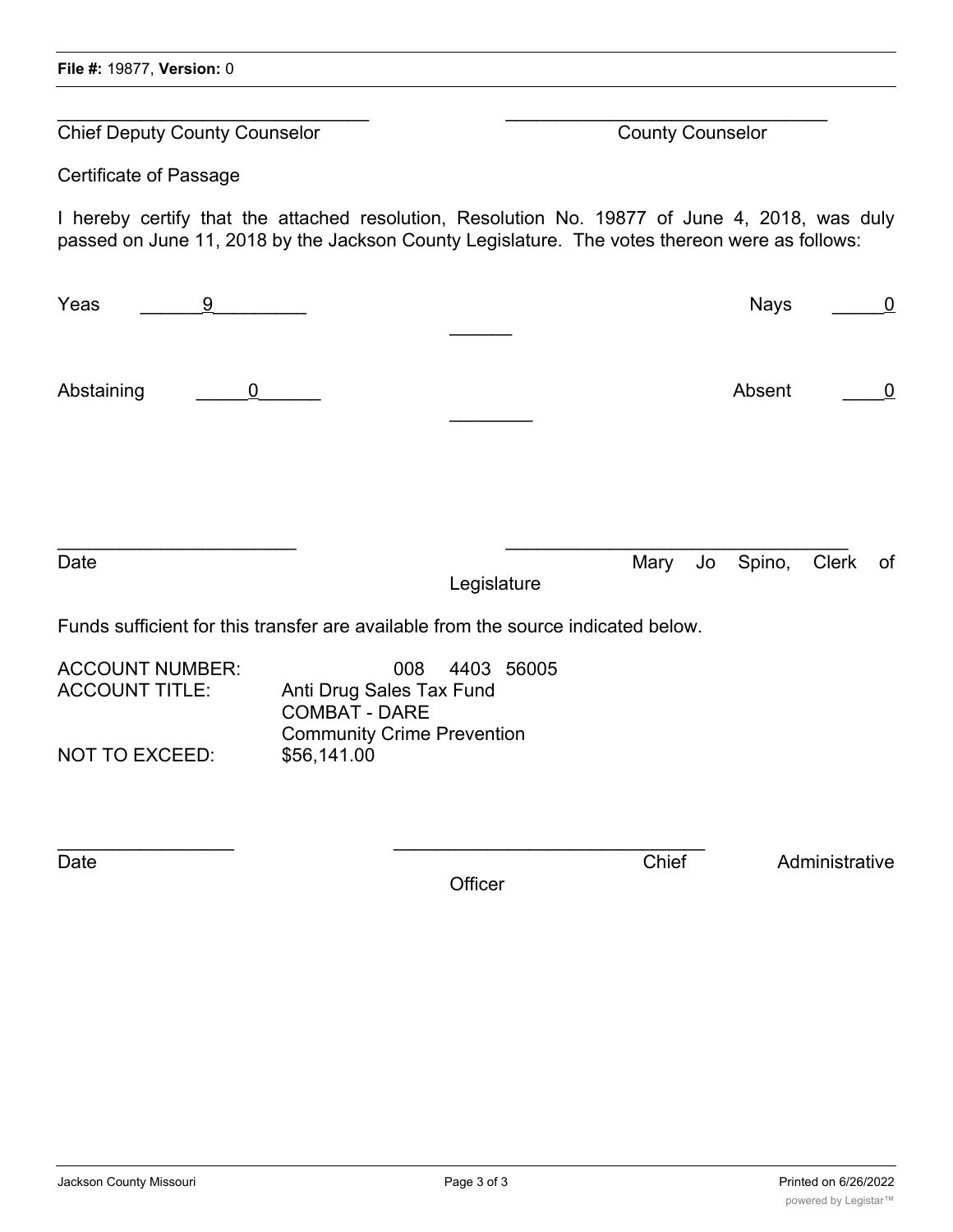\_\_\_\_\_\_\_\_\_\_\_\_\_\_\_\_\_\_\_\_\_\_\_\_\_\_\_\_\_\_ \_\_\_\_\_\_\_\_\_\_\_\_\_\_\_\_\_\_\_\_\_\_\_\_\_\_\_\_\_\_

Chief Deputy County Counselor County Counselor

Certificate of Passage

I hereby certify that the attached resolution, Resolution No. 19877 of June 4, 2018, was duly passed on June 11, 2018 by the Jackson County Legislature. The votes thereon were as follows:

Yeas \_\_\_\_\_\_9\_\_\_\_\_\_\_\_\_ Nays \_\_\_\_\_0 \_\_\_\_\_\_

Abstaining \_\_\_\_\_0\_\_\_\_\_\_ Absent \_\_\_\_0 \_\_\_\_\_\_\_\_

\_\_\_\_\_\_\_\_\_\_\_\_\_\_\_\_\_\_\_\_\_\_\_ \_\_\_\_\_\_\_\_\_\_\_\_\_\_\_\_\_\_\_\_\_\_\_\_\_\_\_\_\_\_\_\_\_

Date Mary Jo Spino, Clerk of Legislature

Funds sufficient for this transfer are available from the source indicated below.

ACCOUNT NUMBER: 008 4403 56005

ACCOUNT TITLE: Anti Drug Sales Tax Fund
COMBAT - DARE
Community Crime Prevention

NOT TO EXCEED: $56,141.00

\_\_\_\_\_\_\_\_\_\_\_\_\_\_\_\_\_ \_\_\_\_\_\_\_\_\_\_\_\_\_\_\_\_\_\_\_\_\_\_\_\_\_\_\_\_\_\_

Date Chief Administrative Officer